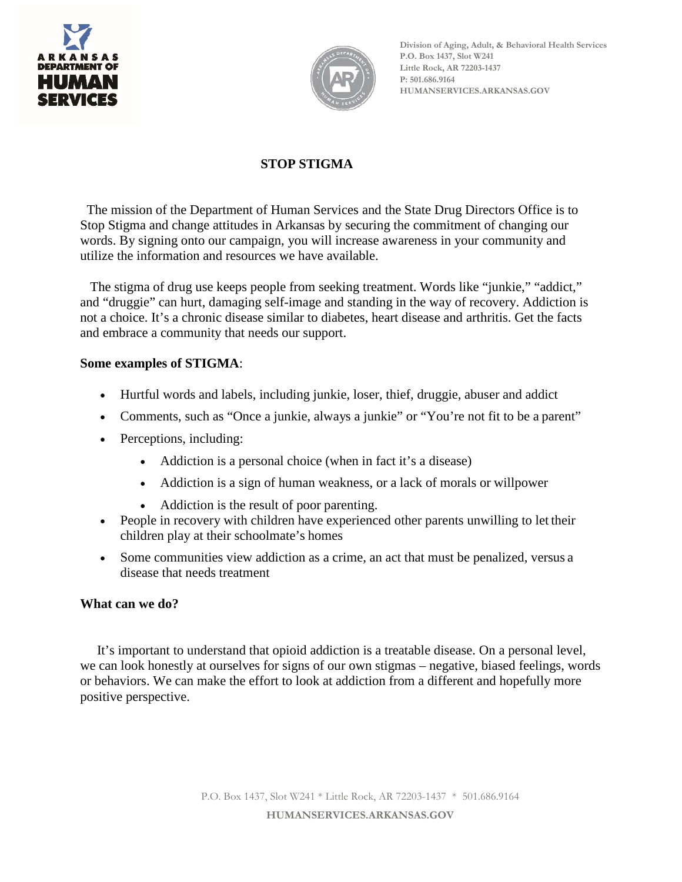Division of Aging, Adult, & Behavioral Health Services
P.O. Box 1437, Slot W241
Little Rock, AR 72203-1437
P: 501.686.9164
HUMANSERVICES.ARKANSAS.GOV

# STOP STIGMA

The mission of the Department of Human Services and the State Drug Directors Office is to Stop Stigma and change attitudes in Arkansas by securing the commitment of changing our words. By signing onto our campaign, you will increase awareness in your community and utilize the information and resources we have available.

The stigma of drug use keeps people from seeking treatment. Words like "junkie," "addict," and "druggie" can hurt, damaging self-image and standing in the way of recovery. Addiction is not a choice. It's a chronic disease similar to diabetes, heart disease and arthritis. Get the facts and embrace a community that needs our support.

**Some examples of STIGMA**:

- Hurtful words and labels, including junkie, loser, thief, druggie, abuser and addict
- Comments, such as "Once a junkie, always a junkie" or "You're not fit to be a parent"
- Perceptions, including:
  - Addiction is a personal choice (when in fact it's a disease)
  - Addiction is a sign of human weakness, or a lack of morals or willpower
  - Addiction is the result of poor parenting.
- People in recovery with children have experienced other parents unwilling to let their children play at their schoolmate's homes
- Some communities view addiction as a crime, an act that must be penalized, versus a disease that needs treatment

**What can we do?**

It's important to understand that opioid addiction is a treatable disease. On a personal level, we can look honestly at ourselves for signs of our own stigmas – negative, biased feelings, words or behaviors. We can make the effort to look at addiction from a different and hopefully more positive perspective.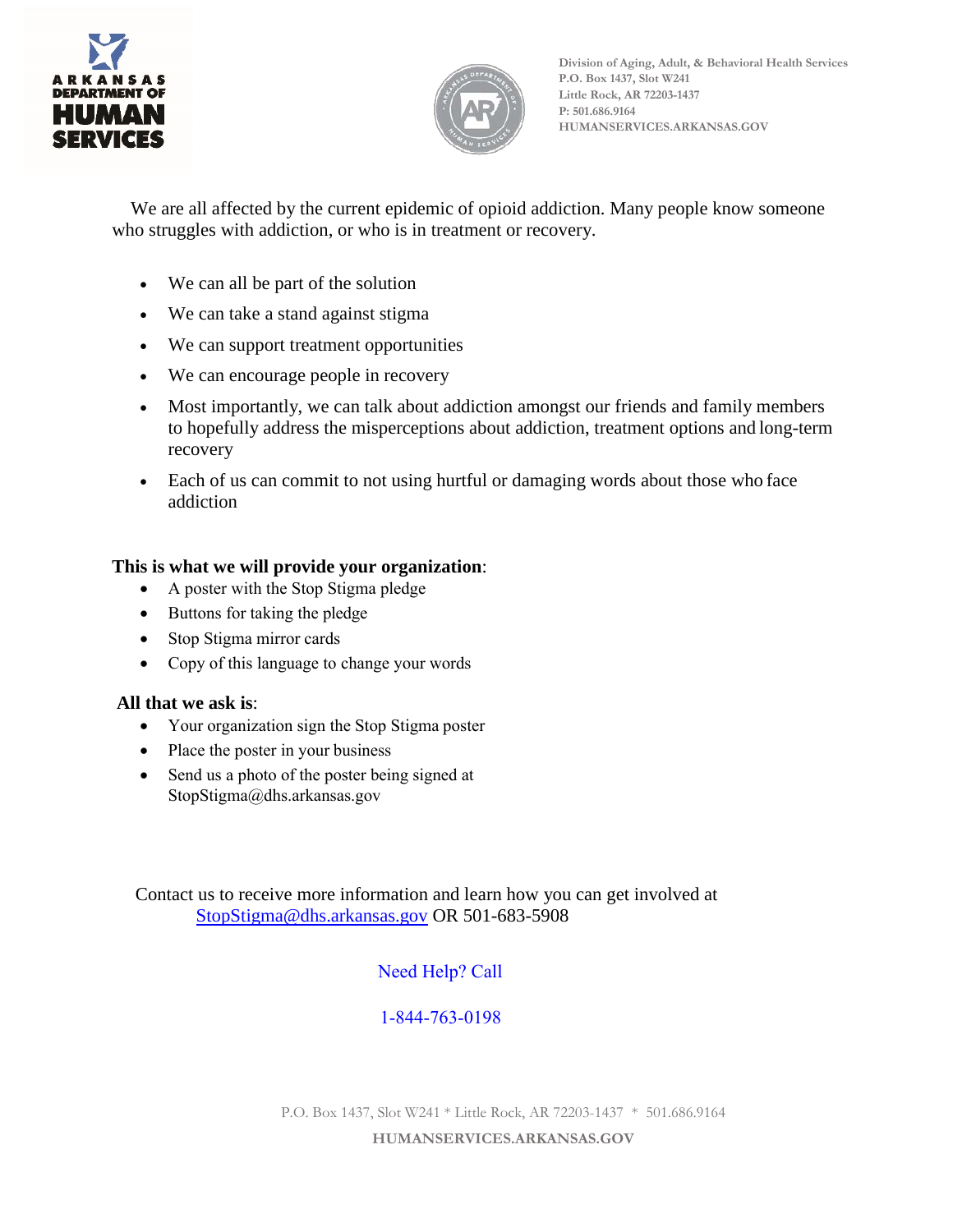Division of Aging, Adult, & Behavioral Health Services
P.O. Box 1437, Slot W241
Little Rock, AR 72203-1437
P: 501.686.9164
HUMANSERVICES.ARKANSAS.GOV

We are all affected by the current epidemic of opioid addiction. Many people know someone who struggles with addiction, or who is in treatment or recovery.

- We can all be part of the solution
- We can take a stand against stigma
- We can support treatment opportunities
- We can encourage people in recovery
- Most importantly, we can talk about addiction amongst our friends and family members to hopefully address the misperceptions about addiction, treatment options and long-term recovery
- Each of us can commit to not using hurtful or damaging words about those who face addiction

**This is what we will provide your organization**:

- A poster with the Stop Stigma pledge
- Buttons for taking the pledge
- Stop Stigma mirror cards
- Copy of this language to change your words

**All that we ask is**:

- Your organization sign the Stop Stigma poster
- Place the poster in your business
- Send us a photo of the poster being signed at StopStigma@dhs.arkansas.gov

Contact us to receive more information and learn how you can get involved at StopStigma@dhs.arkansas.gov OR 501-683-5908

Need Help? Call

1-844-763-0198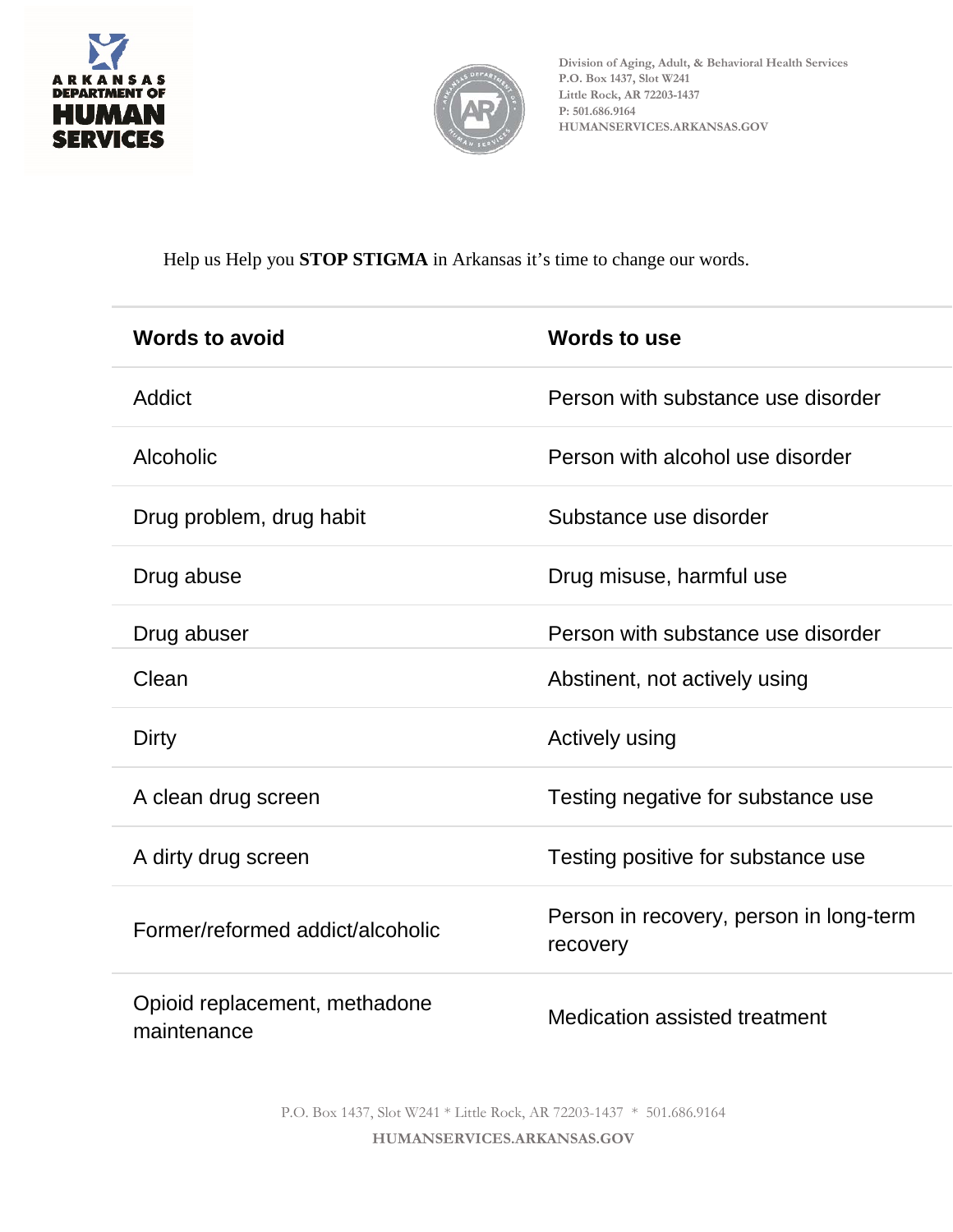Division of Aging, Adult, & Behavioral Health Services
P.O. Box 1437, Slot W241
Little Rock, AR 72203-1437
P: 501.686.9164
HUMANSERVICES.ARKANSAS.GOV

Help us Help you **STOP STIGMA** in Arkansas it's time to change our words.

| Words to avoid | Words to use |
|---|---|
| Addict | Person with substance use disorder |
| Alcoholic | Person with alcohol use disorder |
| Drug problem, drug habit | Substance use disorder |
| Drug abuse | Drug misuse, harmful use |
| Drug abuser | Person with substance use disorder |
| Clean | Abstinent, not actively using |
| Dirty | Actively using |
| A clean drug screen | Testing negative for substance use |
| A dirty drug screen | Testing positive for substance use |
| Former/reformed addict/alcoholic | Person in recovery, person in long-term recovery |
| Opioid replacement, methadone maintenance | Medication assisted treatment |

P.O. Box 1437, Slot W241 * Little Rock, AR 72203-1437 * 501.686.9164

HUMANSERVICES.ARKANSAS.GOV